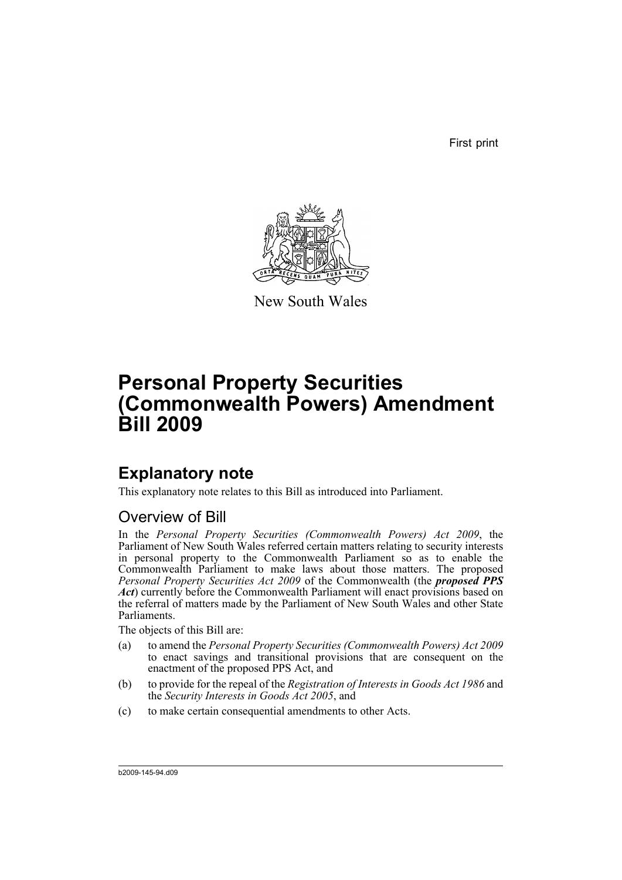First print

New South Wales

# Personal Property Securities (Commonwealth Powers) Amendment Bill 2009

## Explanatory note

This explanatory note relates to this Bill as introduced into Parliament.

### Overview of Bill

In the *Personal Property Securities (Commonwealth Powers) Act 2009*, the Parliament of New South Wales referred certain matters relating to security interests in personal property to the Commonwealth Parliament so as to enable the Commonwealth Parliament to make laws about those matters. The proposed *Personal Property Securities Act 2009* of the Commonwealth (the ***proposed PPS Act***) currently before the Commonwealth Parliament will enact provisions based on the referral of matters made by the Parliament of New South Wales and other State Parliaments.

The objects of this Bill are:

(a) to amend the *Personal Property Securities (Commonwealth Powers) Act 2009* to enact savings and transitional provisions that are consequent on the enactment of the proposed PPS Act, and

(b) to provide for the repeal of the *Registration of Interests in Goods Act 1986* and the *Security Interests in Goods Act 2005*, and

(c) to make certain consequential amendments to other Acts.

b2009-145-94.d09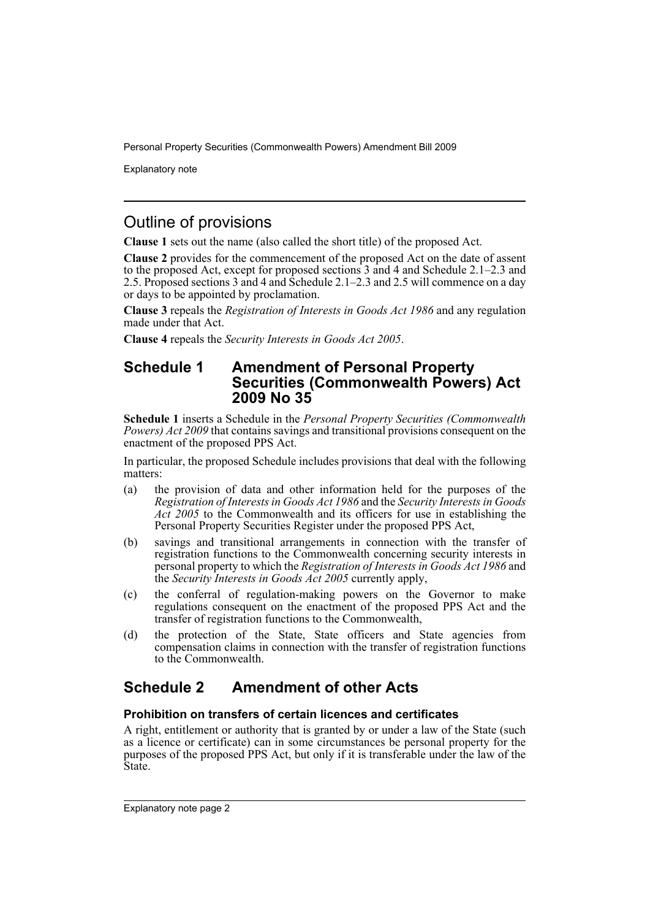## Outline of provisions

**Clause 1** sets out the name (also called the short title) of the proposed Act.

**Clause 2** provides for the commencement of the proposed Act on the date of assent to the proposed Act, except for proposed sections 3 and 4 and Schedule 2.1–2.3 and 2.5. Proposed sections 3 and 4 and Schedule 2.1–2.3 and 2.5 will commence on a day or days to be appointed by proclamation.

**Clause 3** repeals the *Registration of Interests in Goods Act 1986* and any regulation made under that Act.

**Clause 4** repeals the *Security Interests in Goods Act 2005*.

## Schedule 1 Amendment of Personal Property Securities (Commonwealth Powers) Act 2009 No 35

**Schedule 1** inserts a Schedule in the *Personal Property Securities (Commonwealth Powers) Act 2009* that contains savings and transitional provisions consequent on the enactment of the proposed PPS Act.

In particular, the proposed Schedule includes provisions that deal with the following matters:

(a) the provision of data and other information held for the purposes of the *Registration of Interests in Goods Act 1986* and the *Security Interests in Goods Act 2005* to the Commonwealth and its officers for use in establishing the Personal Property Securities Register under the proposed PPS Act,

(b) savings and transitional arrangements in connection with the transfer of registration functions to the Commonwealth concerning security interests in personal property to which the *Registration of Interests in Goods Act 1986* and the *Security Interests in Goods Act 2005* currently apply,

(c) the conferral of regulation-making powers on the Governor to make regulations consequent on the enactment of the proposed PPS Act and the transfer of registration functions to the Commonwealth,

(d) the protection of the State, State officers and State agencies from compensation claims in connection with the transfer of registration functions to the Commonwealth.

## Schedule 2 Amendment of other Acts

### Prohibition on transfers of certain licences and certificates

A right, entitlement or authority that is granted by or under a law of the State (such as a licence or certificate) can in some circumstances be personal property for the purposes of the proposed PPS Act, but only if it is transferable under the law of the State.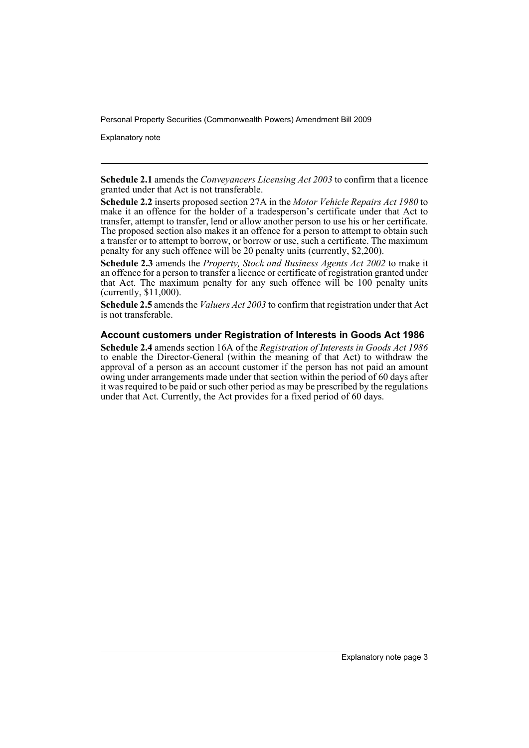**Schedule 2.1** amends the *Conveyancers Licensing Act 2003* to confirm that a licence granted under that Act is not transferable.

**Schedule 2.2** inserts proposed section 27A in the *Motor Vehicle Repairs Act 1980* to make it an offence for the holder of a tradesperson's certificate under that Act to transfer, attempt to transfer, lend or allow another person to use his or her certificate. The proposed section also makes it an offence for a person to attempt to obtain such a transfer or to attempt to borrow, or borrow or use, such a certificate. The maximum penalty for any such offence will be 20 penalty units (currently, $2,200).

**Schedule 2.3** amends the *Property, Stock and Business Agents Act 2002* to make it an offence for a person to transfer a licence or certificate of registration granted under that Act. The maximum penalty for any such offence will be 100 penalty units (currently, $11,000).

**Schedule 2.5** amends the *Valuers Act 2003* to confirm that registration under that Act is not transferable.

### Account customers under Registration of Interests in Goods Act 1986

**Schedule 2.4** amends section 16A of the *Registration of Interests in Goods Act 1986* to enable the Director-General (within the meaning of that Act) to withdraw the approval of a person as an account customer if the person has not paid an amount owing under arrangements made under that section within the period of 60 days after it was required to be paid or such other period as may be prescribed by the regulations under that Act. Currently, the Act provides for a fixed period of 60 days.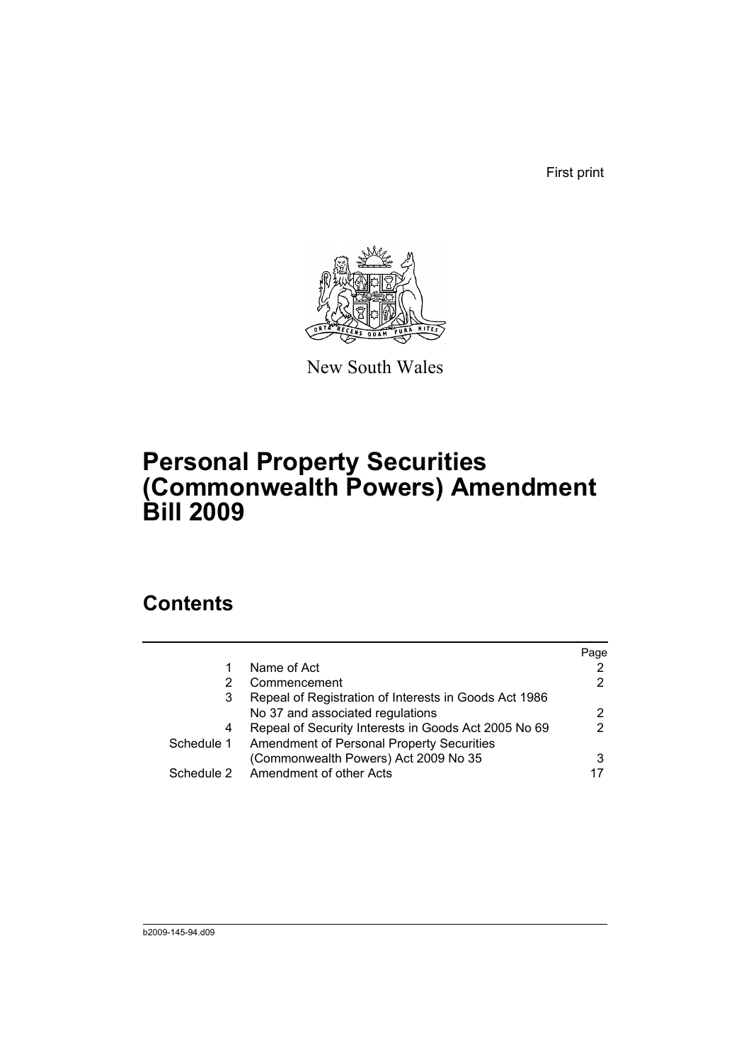First print

New South Wales

# Personal Property Securities (Commonwealth Powers) Amendment Bill 2009

## Contents

| | | Page |
|---|---|---|
| 1 | Name of Act | 2 |
| 2 | Commencement | 2 |
| 3 | Repeal of Registration of Interests in Goods Act 1986 No 37 and associated regulations | 2 |
| 4 | Repeal of Security Interests in Goods Act 2005 No 69 | 2 |
| Schedule 1 | Amendment of Personal Property Securities (Commonwealth Powers) Act 2009 No 35 | 3 |
| Schedule 2 | Amendment of other Acts | 17 |

b2009-145-94.d09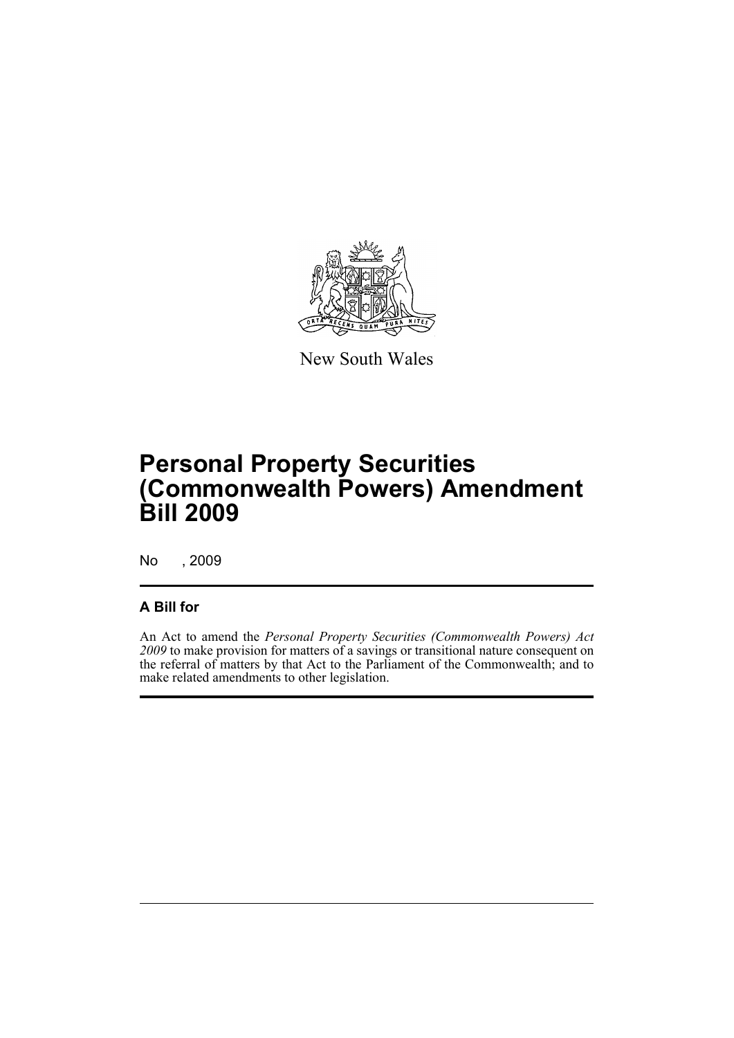New South Wales

# Personal Property Securities (Commonwealth Powers) Amendment Bill 2009

No , 2009

## A Bill for

An Act to amend the *Personal Property Securities (Commonwealth Powers) Act 2009* to make provision for matters of a savings or transitional nature consequent on the referral of matters by that Act to the Parliament of the Commonwealth; and to make related amendments to other legislation.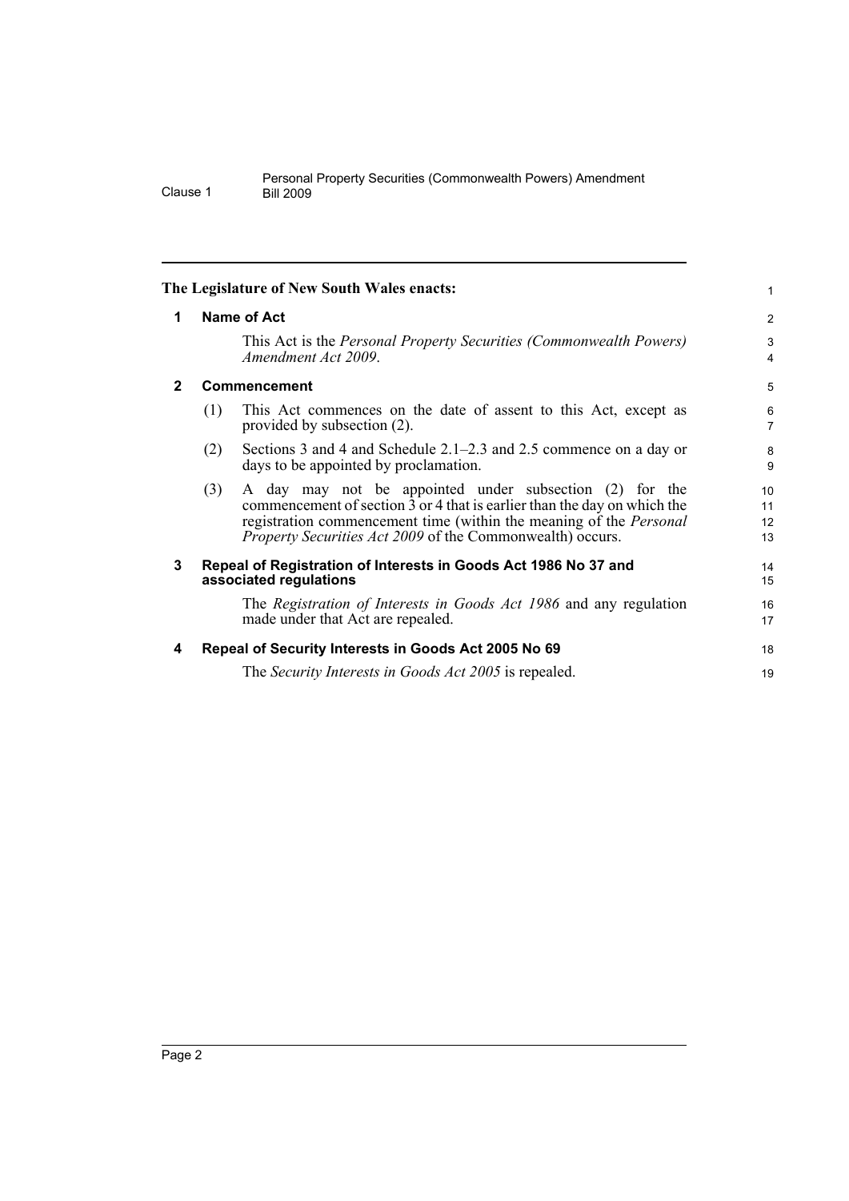**The Legislature of New South Wales enacts:**

## 1 Name of Act

This Act is the *Personal Property Securities (Commonwealth Powers) Amendment Act 2009*.

## 2 Commencement

(1) This Act commences on the date of assent to this Act, except as provided by subsection (2).

(2) Sections 3 and 4 and Schedule 2.1–2.3 and 2.5 commence on a day or days to be appointed by proclamation.

(3) A day may not be appointed under subsection (2) for the commencement of section 3 or 4 that is earlier than the day on which the registration commencement time (within the meaning of the *Personal Property Securities Act 2009* of the Commonwealth) occurs.

## 3 Repeal of Registration of Interests in Goods Act 1986 No 37 and associated regulations

The *Registration of Interests in Goods Act 1986* and any regulation made under that Act are repealed.

## 4 Repeal of Security Interests in Goods Act 2005 No 69

The *Security Interests in Goods Act 2005* is repealed.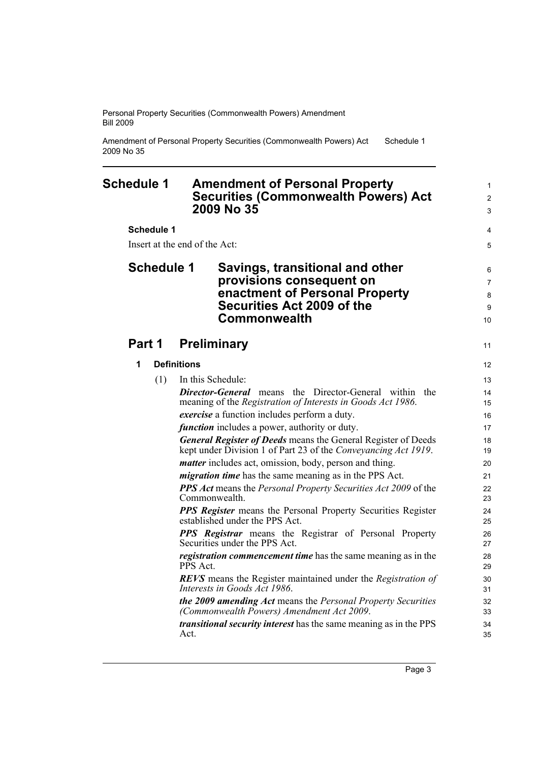# Schedule 1 Amendment of Personal Property Securities (Commonwealth Powers) Act 2009 No 35

**Schedule 1**

Insert at the end of the Act:

## Schedule 1 Savings, transitional and other provisions consequent on enactment of Personal Property Securities Act 2009 of the Commonwealth

## Part 1 Preliminary

### 1 Definitions

(1) In this Schedule:

***Director-General*** means the Director-General within the meaning of the *Registration of Interests in Goods Act 1986*.

***exercise*** a function includes perform a duty.

***function*** includes a power, authority or duty.

***General Register of Deeds*** means the General Register of Deeds kept under Division 1 of Part 23 of the *Conveyancing Act 1919*.

***matter*** includes act, omission, body, person and thing.

***migration time*** has the same meaning as in the PPS Act.

***PPS Act*** means the *Personal Property Securities Act 2009* of the Commonwealth.

***PPS Register*** means the Personal Property Securities Register established under the PPS Act.

***PPS Registrar*** means the Registrar of Personal Property Securities under the PPS Act.

***registration commencement time*** has the same meaning as in the PPS Act.

***REVS*** means the Register maintained under the *Registration of Interests in Goods Act 1986*.

***the 2009 amending Act*** means the *Personal Property Securities (Commonwealth Powers) Amendment Act 2009*.

***transitional security interest*** has the same meaning as in the PPS Act.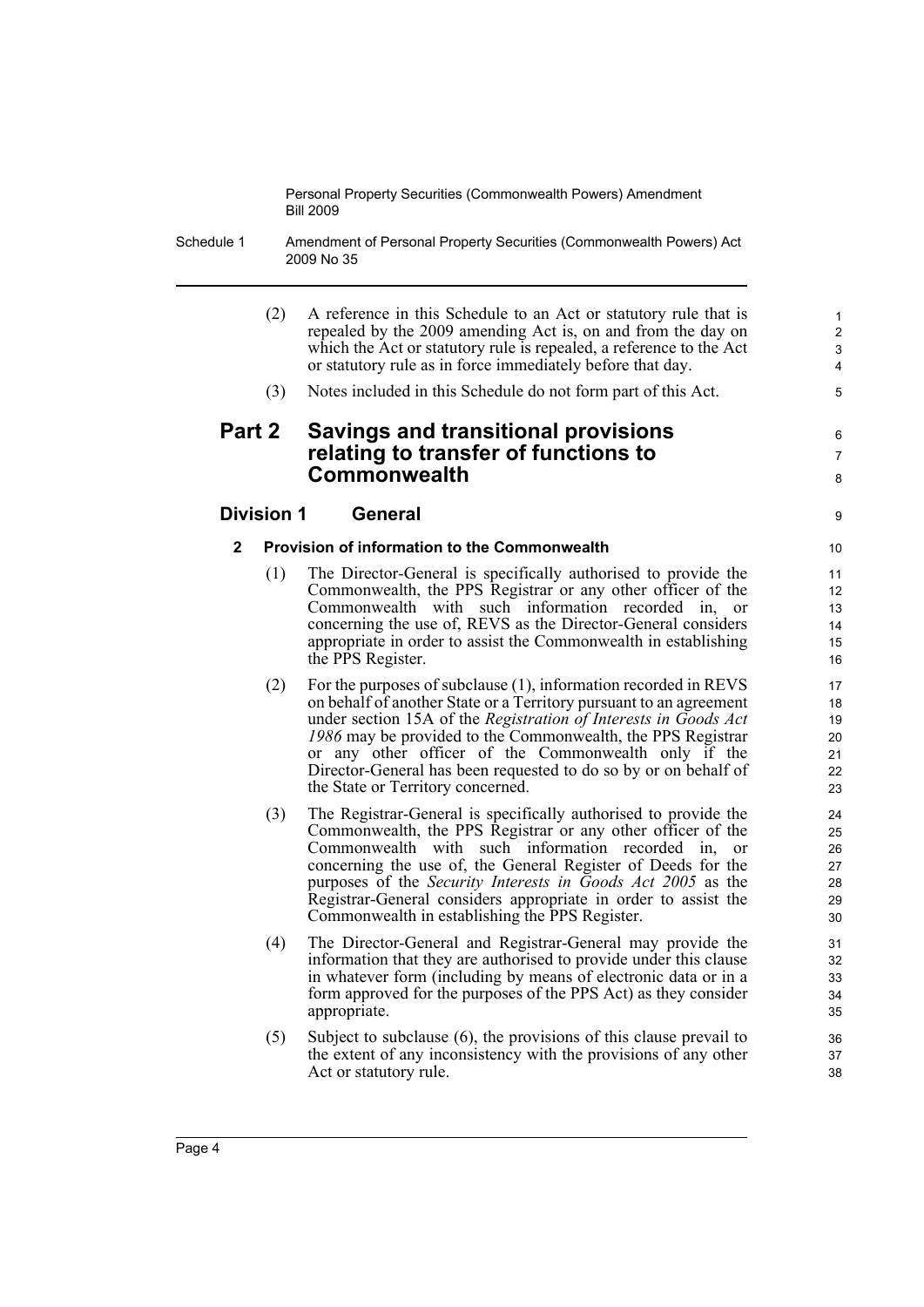(2) A reference in this Schedule to an Act or statutory rule that is repealed by the 2009 amending Act is, on and from the day on which the Act or statutory rule is repealed, a reference to the Act or statutory rule as in force immediately before that day.

(3) Notes included in this Schedule do not form part of this Act.

## Part 2 Savings and transitional provisions relating to transfer of functions to Commonwealth

### Division 1 General

#### 2 Provision of information to the Commonwealth

(1) The Director-General is specifically authorised to provide the Commonwealth, the PPS Registrar or any other officer of the Commonwealth with such information recorded in, or concerning the use of, REVS as the Director-General considers appropriate in order to assist the Commonwealth in establishing the PPS Register.

(2) For the purposes of subclause (1), information recorded in REVS on behalf of another State or a Territory pursuant to an agreement under section 15A of the *Registration of Interests in Goods Act 1986* may be provided to the Commonwealth, the PPS Registrar or any other officer of the Commonwealth only if the Director-General has been requested to do so by or on behalf of the State or Territory concerned.

(3) The Registrar-General is specifically authorised to provide the Commonwealth, the PPS Registrar or any other officer of the Commonwealth with such information recorded in, or concerning the use of, the General Register of Deeds for the purposes of the *Security Interests in Goods Act 2005* as the Registrar-General considers appropriate in order to assist the Commonwealth in establishing the PPS Register.

(4) The Director-General and Registrar-General may provide the information that they are authorised to provide under this clause in whatever form (including by means of electronic data or in a form approved for the purposes of the PPS Act) as they consider appropriate.

(5) Subject to subclause (6), the provisions of this clause prevail to the extent of any inconsistency with the provisions of any other Act or statutory rule.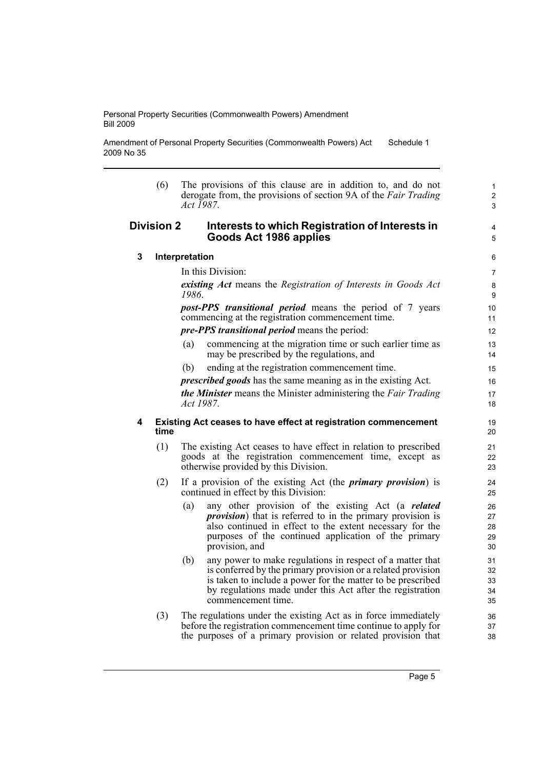(6) The provisions of this clause are in addition to, and do not derogate from, the provisions of section 9A of the *Fair Trading Act 1987*.

## Division 2 Interests to which Registration of Interests in Goods Act 1986 applies

### 3 Interpretation

In this Division:

***existing Act*** means the *Registration of Interests in Goods Act 1986*.

***post-PPS transitional period*** means the period of 7 years commencing at the registration commencement time.

***pre-PPS transitional period*** means the period:

(a) commencing at the migration time or such earlier time as may be prescribed by the regulations, and

(b) ending at the registration commencement time.

***prescribed goods*** has the same meaning as in the existing Act.

***the Minister*** means the Minister administering the *Fair Trading Act 1987*.

### 4 Existing Act ceases to have effect at registration commencement time

(1) The existing Act ceases to have effect in relation to prescribed goods at the registration commencement time, except as otherwise provided by this Division.

(2) If a provision of the existing Act (the ***primary provision***) is continued in effect by this Division:

(a) any other provision of the existing Act (a ***related provision***) that is referred to in the primary provision is also continued in effect to the extent necessary for the purposes of the continued application of the primary provision, and

(b) any power to make regulations in respect of a matter that is conferred by the primary provision or a related provision is taken to include a power for the matter to be prescribed by regulations made under this Act after the registration commencement time.

(3) The regulations under the existing Act as in force immediately before the registration commencement time continue to apply for the purposes of a primary provision or related provision that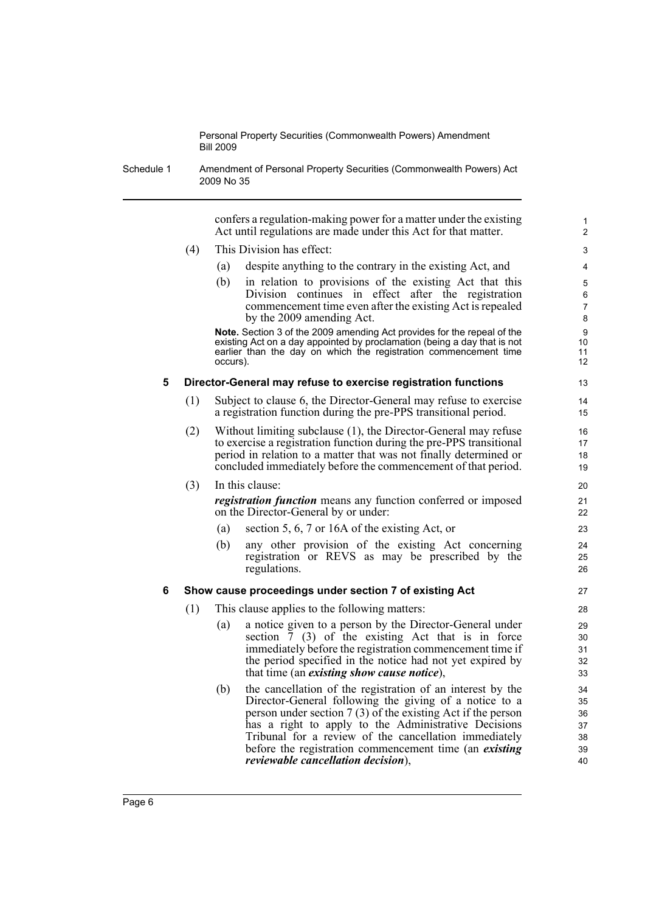confers a regulation-making power for a matter under the existing Act until regulations are made under this Act for that matter.

(4) This Division has effect:

(a) despite anything to the contrary in the existing Act, and

(b) in relation to provisions of the existing Act that this Division continues in effect after the registration commencement time even after the existing Act is repealed by the 2009 amending Act.

**Note.** Section 3 of the 2009 amending Act provides for the repeal of the existing Act on a day appointed by proclamation (being a day that is not earlier than the day on which the registration commencement time occurs).

### 5 Director-General may refuse to exercise registration functions

(1) Subject to clause 6, the Director-General may refuse to exercise a registration function during the pre-PPS transitional period.

(2) Without limiting subclause (1), the Director-General may refuse to exercise a registration function during the pre-PPS transitional period in relation to a matter that was not finally determined or concluded immediately before the commencement of that period.

(3) In this clause:

***registration function*** means any function conferred or imposed on the Director-General by or under:

(a) section 5, 6, 7 or 16A of the existing Act, or

(b) any other provision of the existing Act concerning registration or REVS as may be prescribed by the regulations.

### 6 Show cause proceedings under section 7 of existing Act

(1) This clause applies to the following matters:

(a) a notice given to a person by the Director-General under section 7 (3) of the existing Act that is in force immediately before the registration commencement time if the period specified in the notice had not yet expired by that time (an ***existing show cause notice***),

(b) the cancellation of the registration of an interest by the Director-General following the giving of a notice to a person under section 7 (3) of the existing Act if the person has a right to apply to the Administrative Decisions Tribunal for a review of the cancellation immediately before the registration commencement time (an ***existing reviewable cancellation decision***),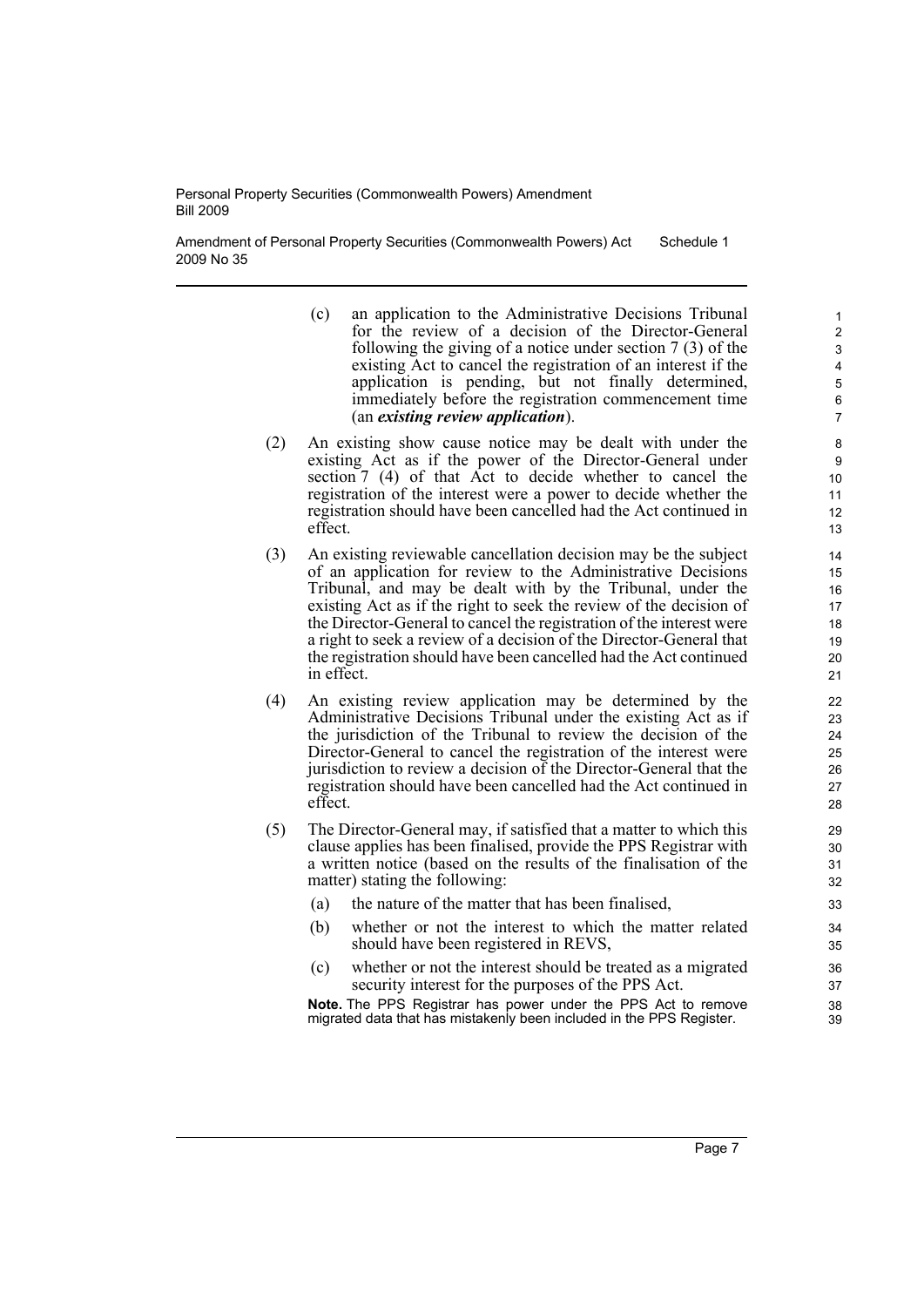(c) an application to the Administrative Decisions Tribunal for the review of a decision of the Director-General following the giving of a notice under section 7 (3) of the existing Act to cancel the registration of an interest if the application is pending, but not finally determined, immediately before the registration commencement time (an ***existing review application***).

(2) An existing show cause notice may be dealt with under the existing Act as if the power of the Director-General under section 7 (4) of that Act to decide whether to cancel the registration of the interest were a power to decide whether the registration should have been cancelled had the Act continued in effect.

(3) An existing reviewable cancellation decision may be the subject of an application for review to the Administrative Decisions Tribunal, and may be dealt with by the Tribunal, under the existing Act as if the right to seek the review of the decision of the Director-General to cancel the registration of the interest were a right to seek a review of a decision of the Director-General that the registration should have been cancelled had the Act continued in effect.

(4) An existing review application may be determined by the Administrative Decisions Tribunal under the existing Act as if the jurisdiction of the Tribunal to review the decision of the Director-General to cancel the registration of the interest were jurisdiction to review a decision of the Director-General that the registration should have been cancelled had the Act continued in effect.

(5) The Director-General may, if satisfied that a matter to which this clause applies has been finalised, provide the PPS Registrar with a written notice (based on the results of the finalisation of the matter) stating the following:

(a) the nature of the matter that has been finalised,

(b) whether or not the interest to which the matter related should have been registered in REVS,

(c) whether or not the interest should be treated as a migrated security interest for the purposes of the PPS Act.

**Note.** The PPS Registrar has power under the PPS Act to remove migrated data that has mistakenly been included in the PPS Register.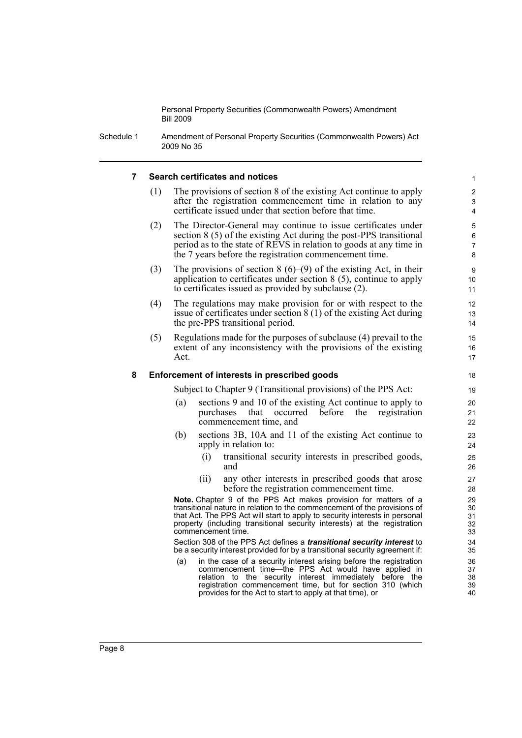### 7 Search certificates and notices

(1) The provisions of section 8 of the existing Act continue to apply after the registration commencement time in relation to any certificate issued under that section before that time.

(2) The Director-General may continue to issue certificates under section 8 (5) of the existing Act during the post-PPS transitional period as to the state of REVS in relation to goods at any time in the 7 years before the registration commencement time.

(3) The provisions of section 8 (6)–(9) of the existing Act, in their application to certificates under section 8 (5), continue to apply to certificates issued as provided by subclause (2).

(4) The regulations may make provision for or with respect to the issue of certificates under section 8 (1) of the existing Act during the pre-PPS transitional period.

(5) Regulations made for the purposes of subclause (4) prevail to the extent of any inconsistency with the provisions of the existing Act.

### 8 Enforcement of interests in prescribed goods

Subject to Chapter 9 (Transitional provisions) of the PPS Act:

(a) sections 9 and 10 of the existing Act continue to apply to purchases that occurred before the registration commencement time, and

(b) sections 3B, 10A and 11 of the existing Act continue to apply in relation to:

(i) transitional security interests in prescribed goods, and

(ii) any other interests in prescribed goods that arose before the registration commencement time.

**Note.** Chapter 9 of the PPS Act makes provision for matters of a transitional nature in relation to the commencement of the provisions of that Act. The PPS Act will start to apply to security interests in personal property (including transitional security interests) at the registration commencement time.

Section 308 of the PPS Act defines a ***transitional security interest*** to be a security interest provided for by a transitional security agreement if:

(a) in the case of a security interest arising before the registration commencement time—the PPS Act would have applied in relation to the security interest immediately before the registration commencement time, but for section 310 (which provides for the Act to start to apply at that time), or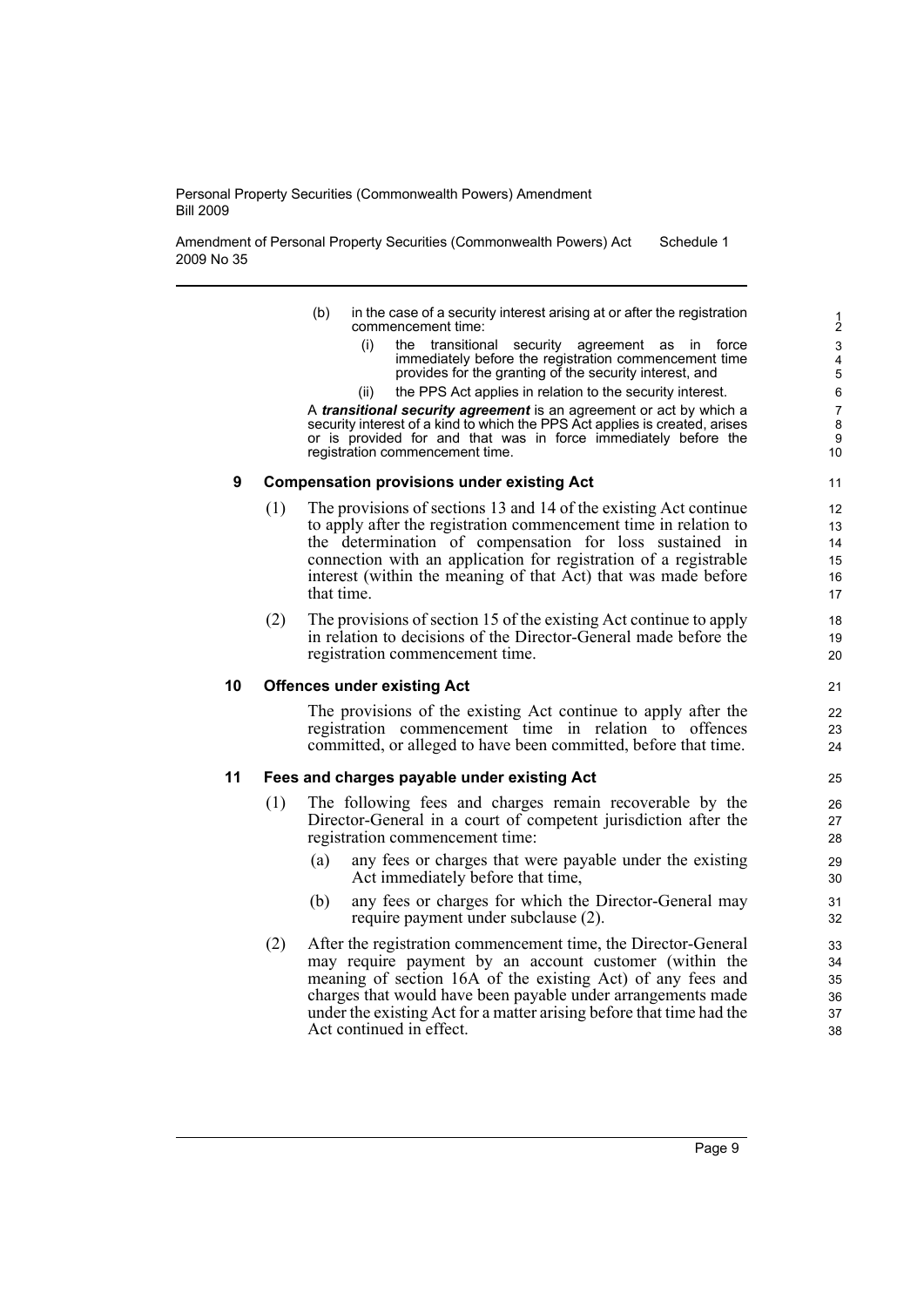(b) in the case of a security interest arising at or after the registration commencement time:

(i) the transitional security agreement as in force immediately before the registration commencement time provides for the granting of the security interest, and

(ii) the PPS Act applies in relation to the security interest.

A ***transitional security agreement*** is an agreement or act by which a security interest of a kind to which the PPS Act applies is created, arises or is provided for and that was in force immediately before the registration commencement time.

### 9 Compensation provisions under existing Act

(1) The provisions of sections 13 and 14 of the existing Act continue to apply after the registration commencement time in relation to the determination of compensation for loss sustained in connection with an application for registration of a registrable interest (within the meaning of that Act) that was made before that time.

(2) The provisions of section 15 of the existing Act continue to apply in relation to decisions of the Director-General made before the registration commencement time.

### 10 Offences under existing Act

The provisions of the existing Act continue to apply after the registration commencement time in relation to offences committed, or alleged to have been committed, before that time.

### 11 Fees and charges payable under existing Act

(1) The following fees and charges remain recoverable by the Director-General in a court of competent jurisdiction after the registration commencement time:

(a) any fees or charges that were payable under the existing Act immediately before that time,

(b) any fees or charges for which the Director-General may require payment under subclause (2).

(2) After the registration commencement time, the Director-General may require payment by an account customer (within the meaning of section 16A of the existing Act) of any fees and charges that would have been payable under arrangements made under the existing Act for a matter arising before that time had the Act continued in effect.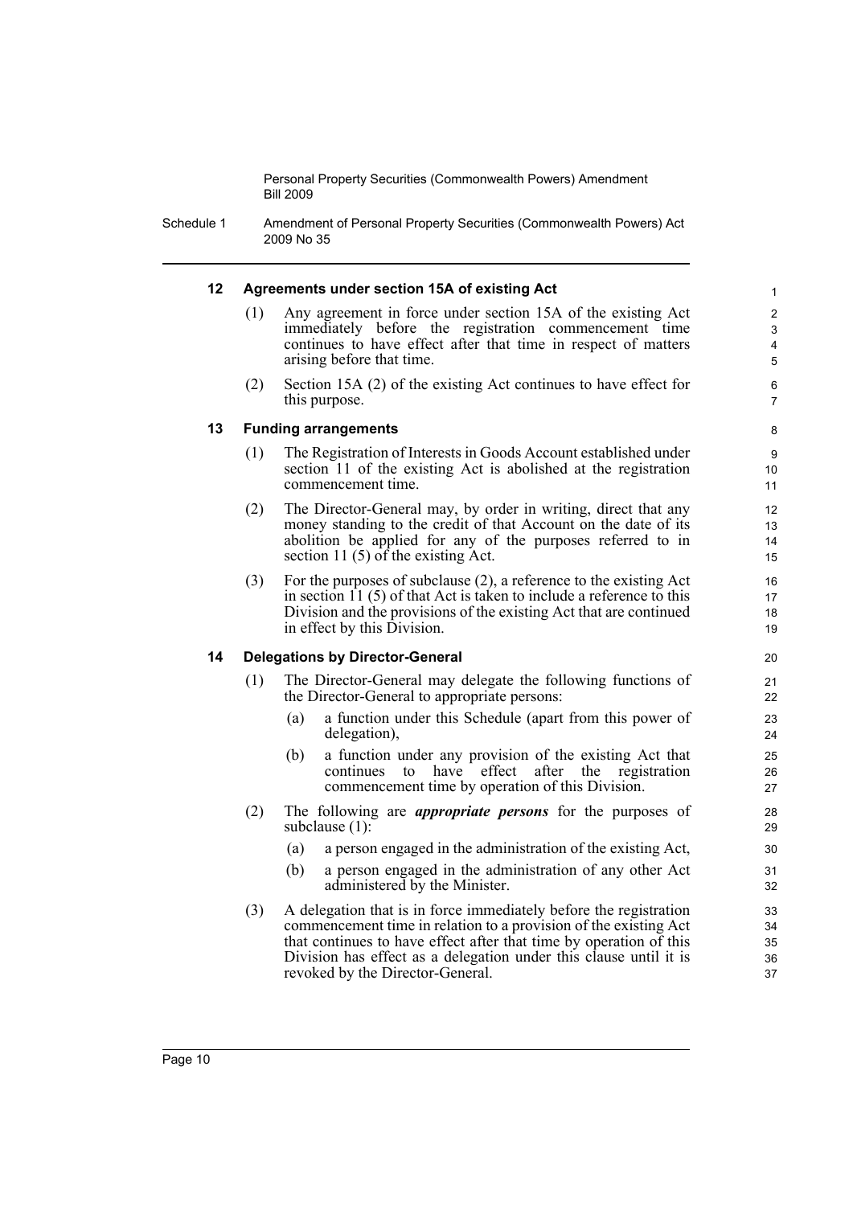#### 12 Agreements under section 15A of existing Act

(1) Any agreement in force under section 15A of the existing Act immediately before the registration commencement time continues to have effect after that time in respect of matters arising before that time.

(2) Section 15A (2) of the existing Act continues to have effect for this purpose.

#### 13 Funding arrangements

(1) The Registration of Interests in Goods Account established under section 11 of the existing Act is abolished at the registration commencement time.

(2) The Director-General may, by order in writing, direct that any money standing to the credit of that Account on the date of its abolition be applied for any of the purposes referred to in section 11 (5) of the existing Act.

(3) For the purposes of subclause (2), a reference to the existing Act in section 11 (5) of that Act is taken to include a reference to this Division and the provisions of the existing Act that are continued in effect by this Division.

#### 14 Delegations by Director-General

(1) The Director-General may delegate the following functions of the Director-General to appropriate persons:

- (a) a function under this Schedule (apart from this power of delegation),
- (b) a function under any provision of the existing Act that continues to have effect after the registration commencement time by operation of this Division.

(2) The following are ***appropriate persons*** for the purposes of subclause (1):

- (a) a person engaged in the administration of the existing Act,
- (b) a person engaged in the administration of any other Act administered by the Minister.

(3) A delegation that is in force immediately before the registration commencement time in relation to a provision of the existing Act that continues to have effect after that time by operation of this Division has effect as a delegation under this clause until it is revoked by the Director-General.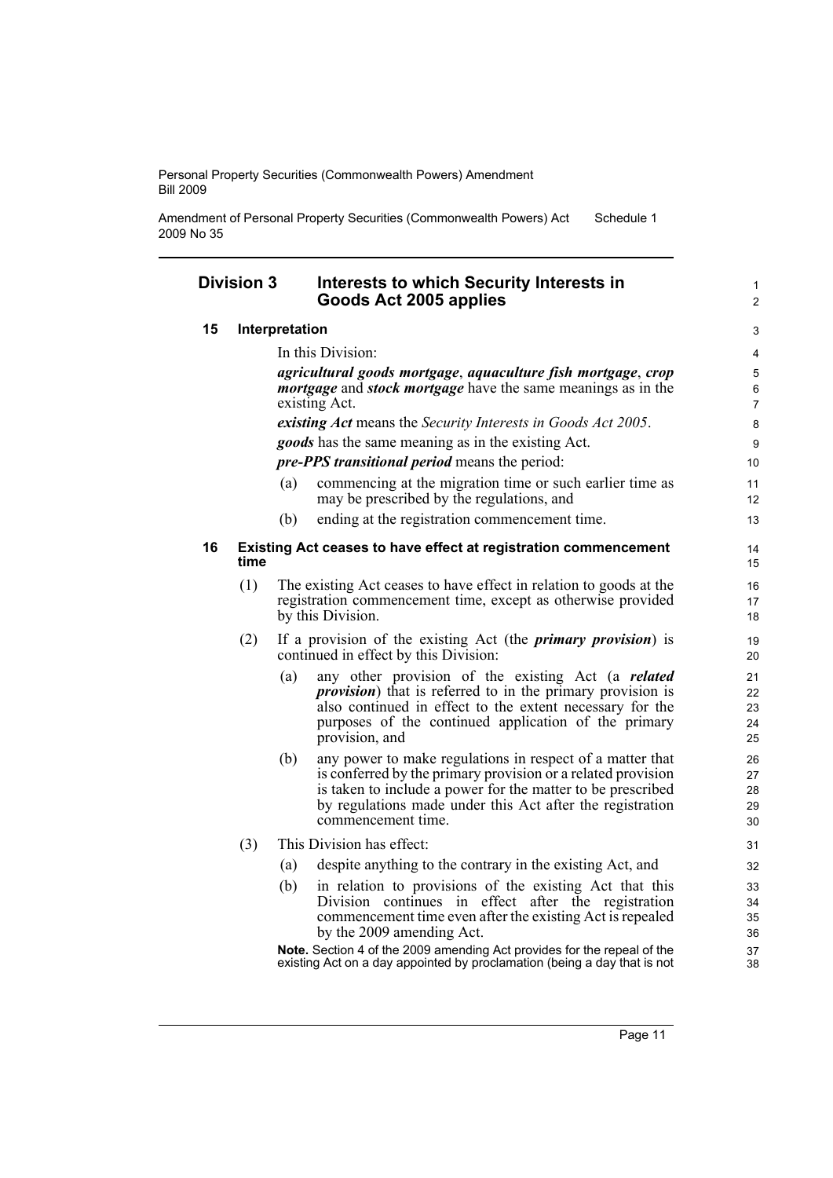## Division 3 Interests to which Security Interests in Goods Act 2005 applies

### 15 Interpretation

In this Division:

***agricultural goods mortgage***, ***aquaculture fish mortgage***, ***crop mortgage*** and ***stock mortgage*** have the same meanings as in the existing Act.

***existing Act*** means the *Security Interests in Goods Act 2005*.

***goods*** has the same meaning as in the existing Act.

***pre-PPS transitional period*** means the period:

- (a) commencing at the migration time or such earlier time as may be prescribed by the regulations, and
- (b) ending at the registration commencement time.

### 16 Existing Act ceases to have effect at registration commencement time

(1) The existing Act ceases to have effect in relation to goods at the registration commencement time, except as otherwise provided by this Division.

(2) If a provision of the existing Act (the ***primary provision***) is continued in effect by this Division:

- (a) any other provision of the existing Act (a ***related provision***) that is referred to in the primary provision is also continued in effect to the extent necessary for the purposes of the continued application of the primary provision, and
- (b) any power to make regulations in respect of a matter that is conferred by the primary provision or a related provision is taken to include a power for the matter to be prescribed by regulations made under this Act after the registration commencement time.

(3) This Division has effect:

- (a) despite anything to the contrary in the existing Act, and
- (b) in relation to provisions of the existing Act that this Division continues in effect after the registration commencement time even after the existing Act is repealed by the 2009 amending Act.

**Note.** Section 4 of the 2009 amending Act provides for the repeal of the existing Act on a day appointed by proclamation (being a day that is not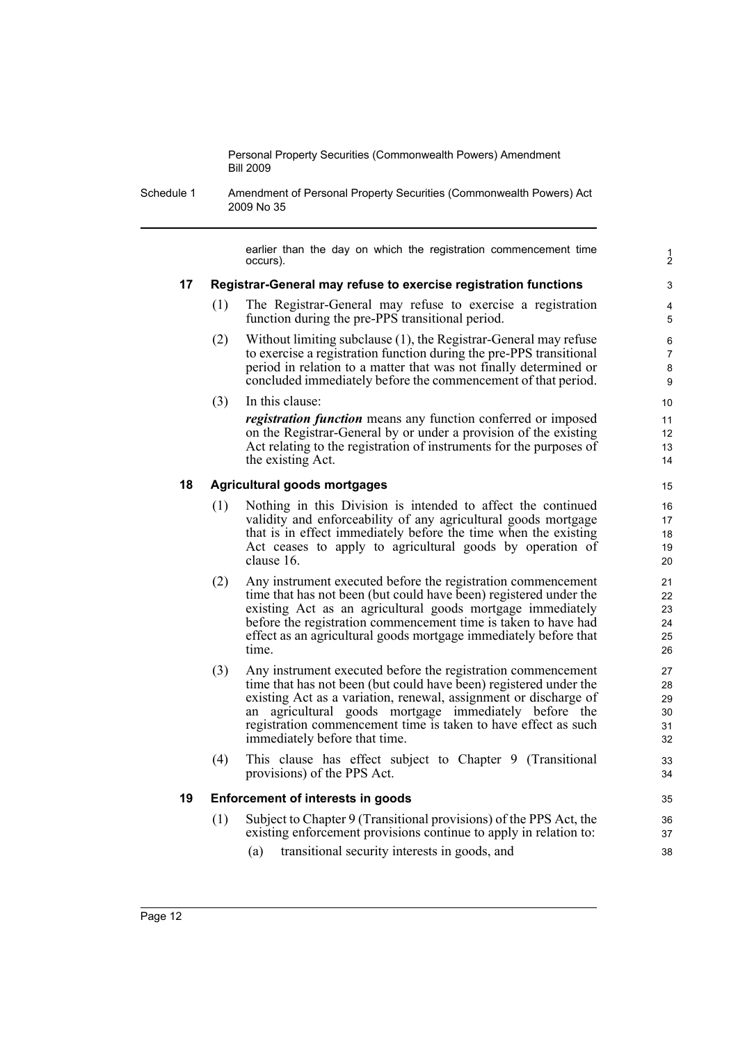earlier than the day on which the registration commencement time occurs).

### 17 Registrar-General may refuse to exercise registration functions

(1) The Registrar-General may refuse to exercise a registration function during the pre-PPS transitional period.

(2) Without limiting subclause (1), the Registrar-General may refuse to exercise a registration function during the pre-PPS transitional period in relation to a matter that was not finally determined or concluded immediately before the commencement of that period.

(3) In this clause:

***registration function*** means any function conferred or imposed on the Registrar-General by or under a provision of the existing Act relating to the registration of instruments for the purposes of the existing Act.

### 18 Agricultural goods mortgages

(1) Nothing in this Division is intended to affect the continued validity and enforceability of any agricultural goods mortgage that is in effect immediately before the time when the existing Act ceases to apply to agricultural goods by operation of clause 16.

(2) Any instrument executed before the registration commencement time that has not been (but could have been) registered under the existing Act as an agricultural goods mortgage immediately before the registration commencement time is taken to have had effect as an agricultural goods mortgage immediately before that time.

(3) Any instrument executed before the registration commencement time that has not been (but could have been) registered under the existing Act as a variation, renewal, assignment or discharge of an agricultural goods mortgage immediately before the registration commencement time is taken to have effect as such immediately before that time.

(4) This clause has effect subject to Chapter 9 (Transitional provisions) of the PPS Act.

### 19 Enforcement of interests in goods

(1) Subject to Chapter 9 (Transitional provisions) of the PPS Act, the existing enforcement provisions continue to apply in relation to:

(a) transitional security interests in goods, and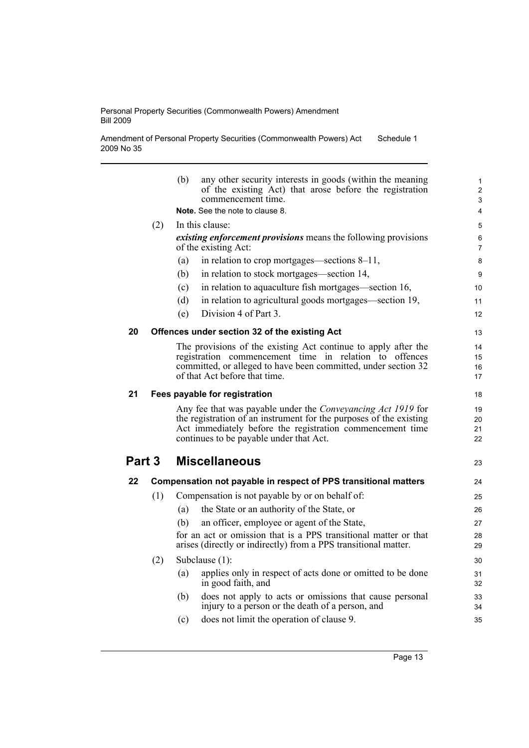(b) any other security interests in goods (within the meaning of the existing Act) that arose before the registration commencement time.

**Note.** See the note to clause 8.

(2) In this clause:

***existing enforcement provisions*** means the following provisions of the existing Act:

(a) in relation to crop mortgages—sections 8–11,

(b) in relation to stock mortgages—section 14,

(c) in relation to aquaculture fish mortgages—section 16,

(d) in relation to agricultural goods mortgages—section 19,

(e) Division 4 of Part 3.

### 20 Offences under section 32 of the existing Act

The provisions of the existing Act continue to apply after the registration commencement time in relation to offences committed, or alleged to have been committed, under section 32 of that Act before that time.

### 21 Fees payable for registration

Any fee that was payable under the *Conveyancing Act 1919* for the registration of an instrument for the purposes of the existing Act immediately before the registration commencement time continues to be payable under that Act.

## Part 3 Miscellaneous

### 22 Compensation not payable in respect of PPS transitional matters

(1) Compensation is not payable by or on behalf of:

(a) the State or an authority of the State, or

(b) an officer, employee or agent of the State,

for an act or omission that is a PPS transitional matter or that arises (directly or indirectly) from a PPS transitional matter.

(2) Subclause (1):

(a) applies only in respect of acts done or omitted to be done in good faith, and

(b) does not apply to acts or omissions that cause personal injury to a person or the death of a person, and

(c) does not limit the operation of clause 9.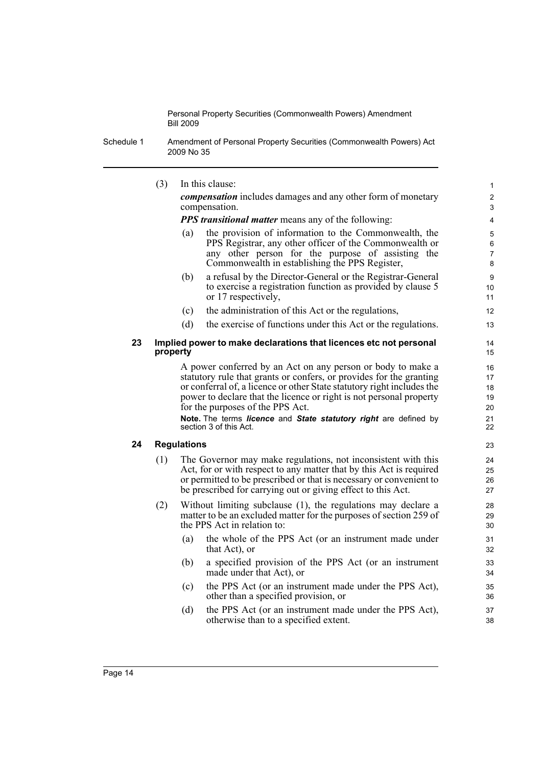(3) In this clause:

***compensation*** includes damages and any other form of monetary compensation.

***PPS transitional matter*** means any of the following:

- (a) the provision of information to the Commonwealth, the PPS Registrar, any other officer of the Commonwealth or any other person for the purpose of assisting the Commonwealth in establishing the PPS Register,
- (b) a refusal by the Director-General or the Registrar-General to exercise a registration function as provided by clause 5 or 17 respectively,
- (c) the administration of this Act or the regulations,
- (d) the exercise of functions under this Act or the regulations.

### 23 Implied power to make declarations that licences etc not personal property

A power conferred by an Act on any person or body to make a statutory rule that grants or confers, or provides for the granting or conferral of, a licence or other State statutory right includes the power to declare that the licence or right is not personal property for the purposes of the PPS Act.

**Note.** The terms ***licence*** and ***State statutory right*** are defined by section 3 of this Act.

### 24 Regulations

(1) The Governor may make regulations, not inconsistent with this Act, for or with respect to any matter that by this Act is required or permitted to be prescribed or that is necessary or convenient to be prescribed for carrying out or giving effect to this Act.

(2) Without limiting subclause (1), the regulations may declare a matter to be an excluded matter for the purposes of section 259 of the PPS Act in relation to:

- (a) the whole of the PPS Act (or an instrument made under that Act), or
- (b) a specified provision of the PPS Act (or an instrument made under that Act), or
- (c) the PPS Act (or an instrument made under the PPS Act), other than a specified provision, or
- (d) the PPS Act (or an instrument made under the PPS Act), otherwise than to a specified extent.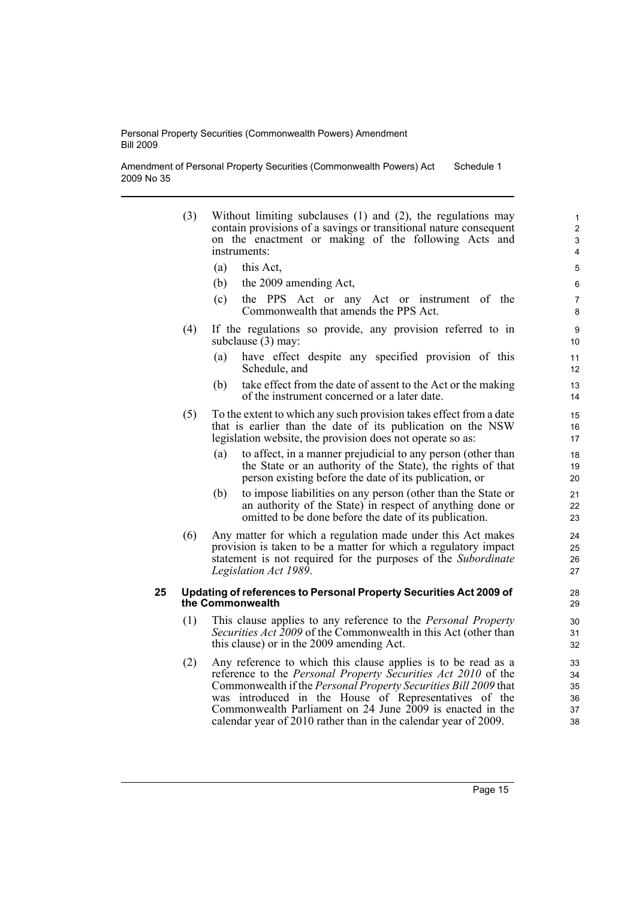(3) Without limiting subclauses (1) and (2), the regulations may contain provisions of a savings or transitional nature consequent on the enactment or making of the following Acts and instruments:

(a) this Act,

(b) the 2009 amending Act,

(c) the PPS Act or any Act or instrument of the Commonwealth that amends the PPS Act.

(4) If the regulations so provide, any provision referred to in subclause (3) may:

(a) have effect despite any specified provision of this Schedule, and

(b) take effect from the date of assent to the Act or the making of the instrument concerned or a later date.

(5) To the extent to which any such provision takes effect from a date that is earlier than the date of its publication on the NSW legislation website, the provision does not operate so as:

(a) to affect, in a manner prejudicial to any person (other than the State or an authority of the State), the rights of that person existing before the date of its publication, or

(b) to impose liabilities on any person (other than the State or an authority of the State) in respect of anything done or omitted to be done before the date of its publication.

(6) Any matter for which a regulation made under this Act makes provision is taken to be a matter for which a regulatory impact statement is not required for the purposes of the *Subordinate Legislation Act 1989*.

**25 Updating of references to Personal Property Securities Act 2009 of the Commonwealth**

(1) This clause applies to any reference to the *Personal Property Securities Act 2009* of the Commonwealth in this Act (other than this clause) or in the 2009 amending Act.

(2) Any reference to which this clause applies is to be read as a reference to the *Personal Property Securities Act 2010* of the Commonwealth if the *Personal Property Securities Bill 2009* that was introduced in the House of Representatives of the Commonwealth Parliament on 24 June 2009 is enacted in the calendar year of 2010 rather than in the calendar year of 2009.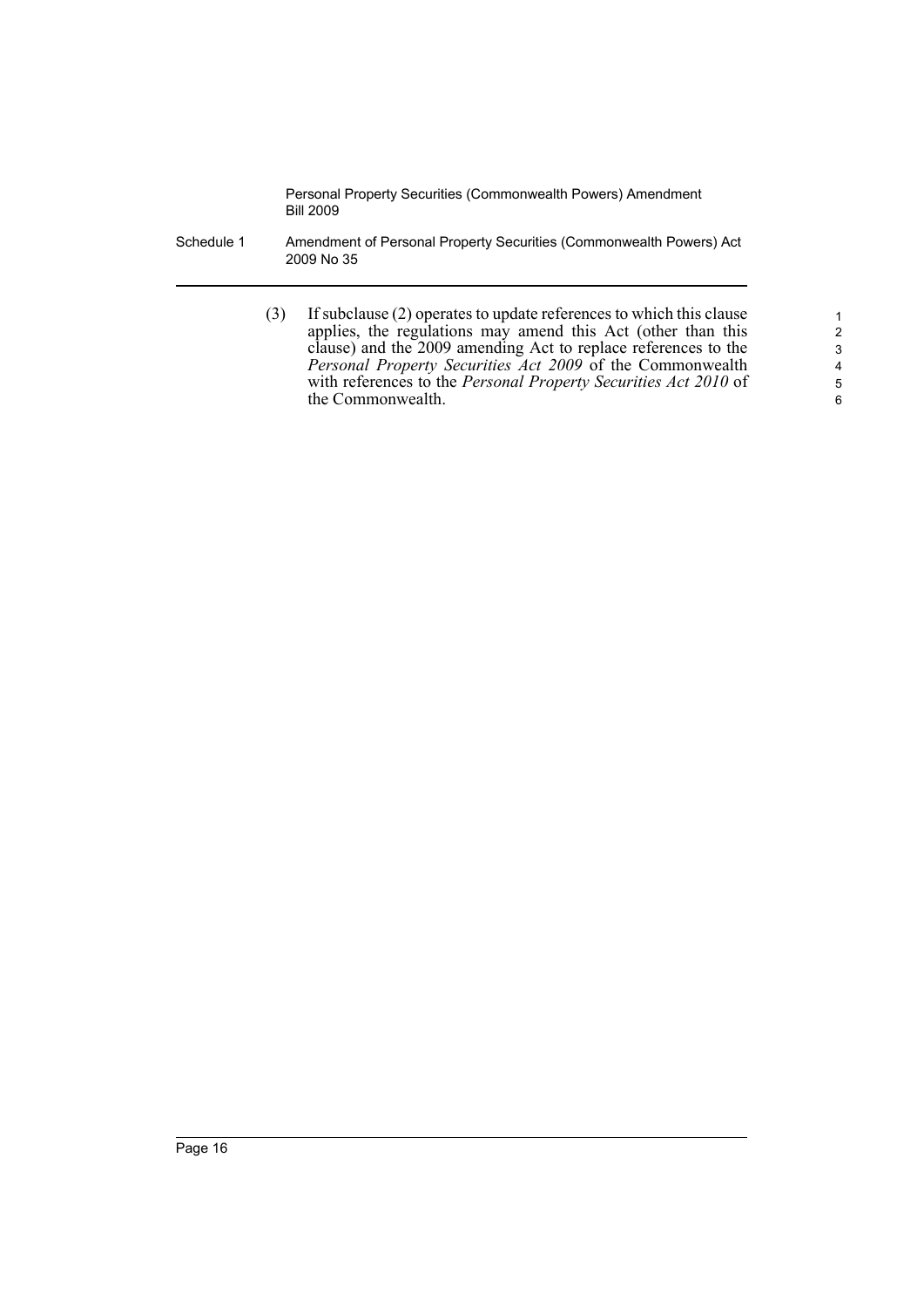(3) If subclause (2) operates to update references to which this clause applies, the regulations may amend this Act (other than this clause) and the 2009 amending Act to replace references to the *Personal Property Securities Act 2009* of the Commonwealth with references to the *Personal Property Securities Act 2010* of the Commonwealth.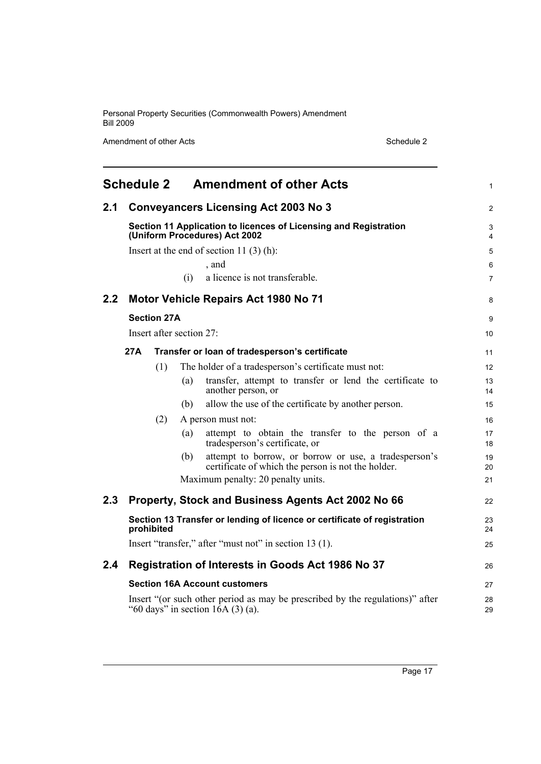# Schedule 2 Amendment of other Acts

## 2.1 Conveyancers Licensing Act 2003 No 3

### Section 11 Application to licences of Licensing and Registration (Uniform Procedures) Act 2002

Insert at the end of section 11 (3) (h):

, and

(i) a licence is not transferable.

## 2.2 Motor Vehicle Repairs Act 1980 No 71

### Section 27A

Insert after section 27:

**27A Transfer or loan of tradesperson's certificate**

(1) The holder of a tradesperson's certificate must not:

(a) transfer, attempt to transfer or lend the certificate to another person, or

(b) allow the use of the certificate by another person.

(2) A person must not:

(a) attempt to obtain the transfer to the person of a tradesperson's certificate, or

(b) attempt to borrow, or borrow or use, a tradesperson's certificate of which the person is not the holder.

Maximum penalty: 20 penalty units.

## 2.3 Property, Stock and Business Agents Act 2002 No 66

### Section 13 Transfer or lending of licence or certificate of registration prohibited

Insert "transfer," after "must not" in section 13 (1).

## 2.4 Registration of Interests in Goods Act 1986 No 37

### Section 16A Account customers

Insert "(or such other period as may be prescribed by the regulations)" after "60 days" in section 16A (3) (a).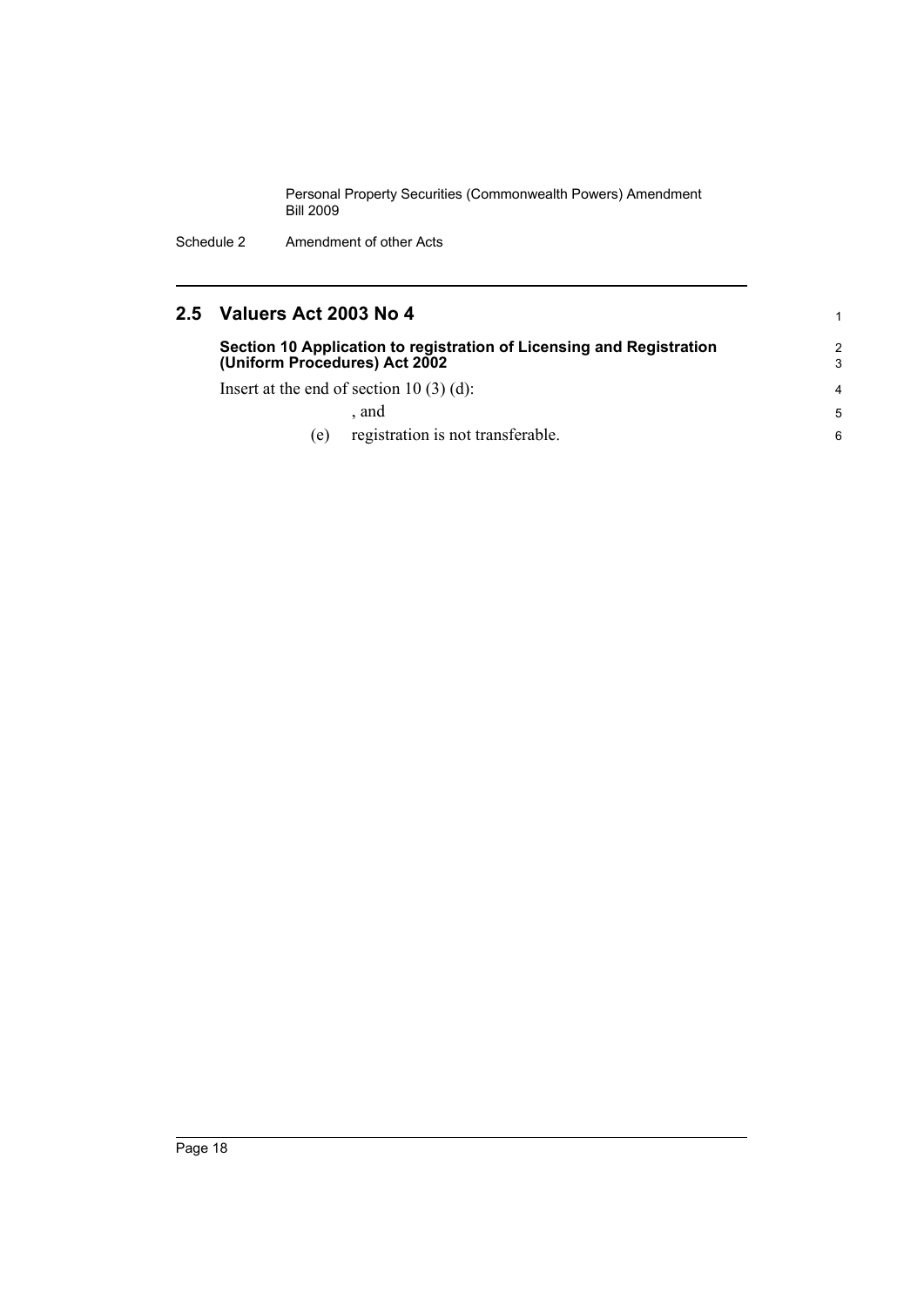## 2.5 Valuers Act 2003 No 4

**Section 10 Application to registration of Licensing and Registration (Uniform Procedures) Act 2002**

Insert at the end of section 10 (3) (d):

, and

(e) registration is not transferable.